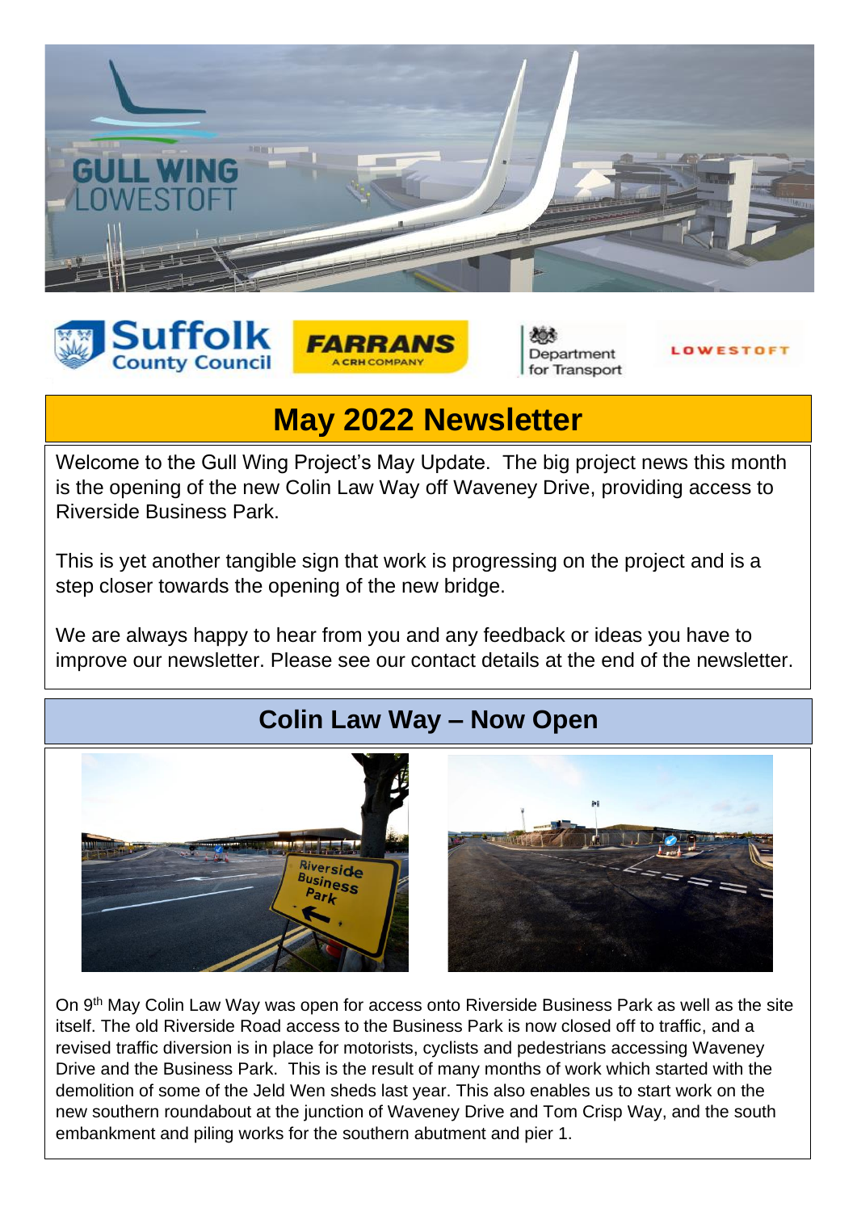# May 2022 Newsletter

Welcome to the Gull Wing Project's May Update. The big project news this month is the opening of the new Colin Law Way off Waveney Drive, providing access to Riverside Business Park.

This is yet another tangible sign that work is progressing on the project and is a step closer towards the opening of the new bridge.

We are always happy to hear from you and any feedback or ideas you have to improve our newsletter. Please see our contact details at the end of the newsletter.

## Colin Law Way – Now Open

On 9th May Colin Law Way was open for access onto Riverside Business Park as well as the site itself. The old Riverside Road access to the Business Park is now closed off to traffic, and a revised traffic diversion is in place for motorists, cyclists and pedestrians accessing Waveney Drive and the Business Park. This is the result of many months of work which started with the demolition of some of the Jeld Wen sheds last year. This also enables us to start work on the new southern roundabout at the junction of Waveney Drive and Tom Crisp Way, and the south embankment and piling works for the southern abutment and pier 1.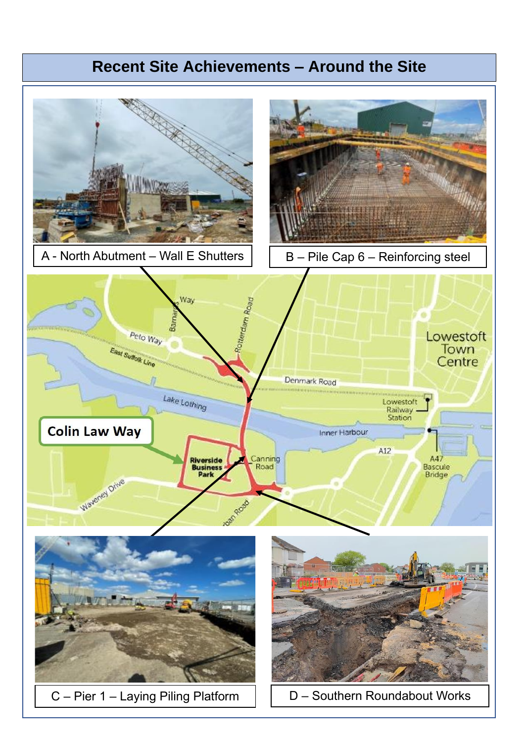# Recent Site Achievements – Around the Site

A - North Abutment – Wall E Shutters

B – Pile Cap 6 – Reinforcing steel

C – Pier 1 – Laying Piling Platform

D – Southern Roundabout Works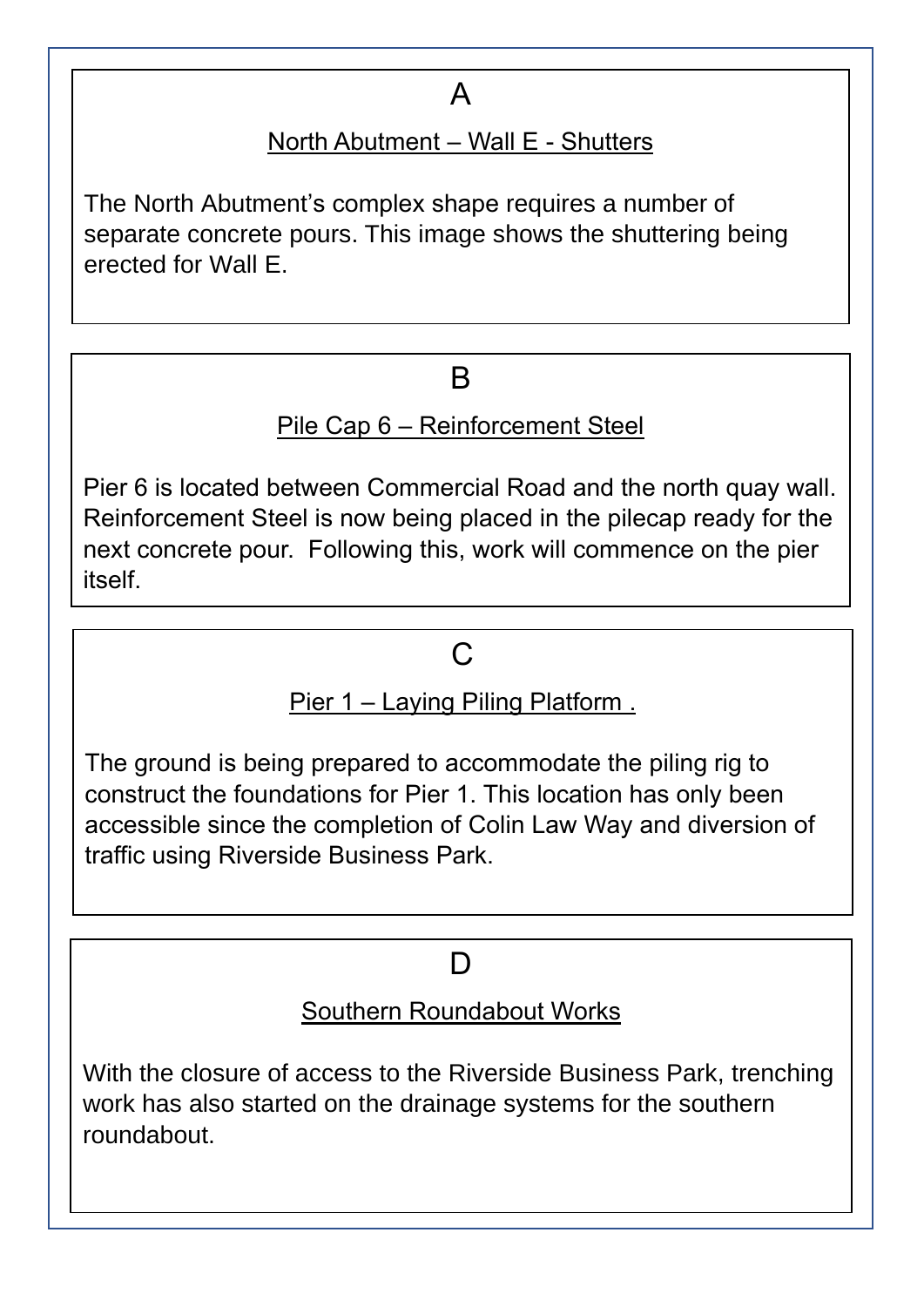## A

North Abutment – Wall E - Shutters

The North Abutment's complex shape requires a number of separate concrete pours. This image shows the shuttering being erected for Wall E.

## B

Pile Cap 6 – Reinforcement Steel

Pier 6 is located between Commercial Road and the north quay wall. Reinforcement Steel is now being placed in the pilecap ready for the next concrete pour. Following this, work will commence on the pier itself.

## C

Pier 1 – Laying Piling Platform .

The ground is being prepared to accommodate the piling rig to construct the foundations for Pier 1. This location has only been accessible since the completion of Colin Law Way and diversion of traffic using Riverside Business Park.

## D

Southern Roundabout Works

With the closure of access to the Riverside Business Park, trenching work has also started on the drainage systems for the southern roundabout.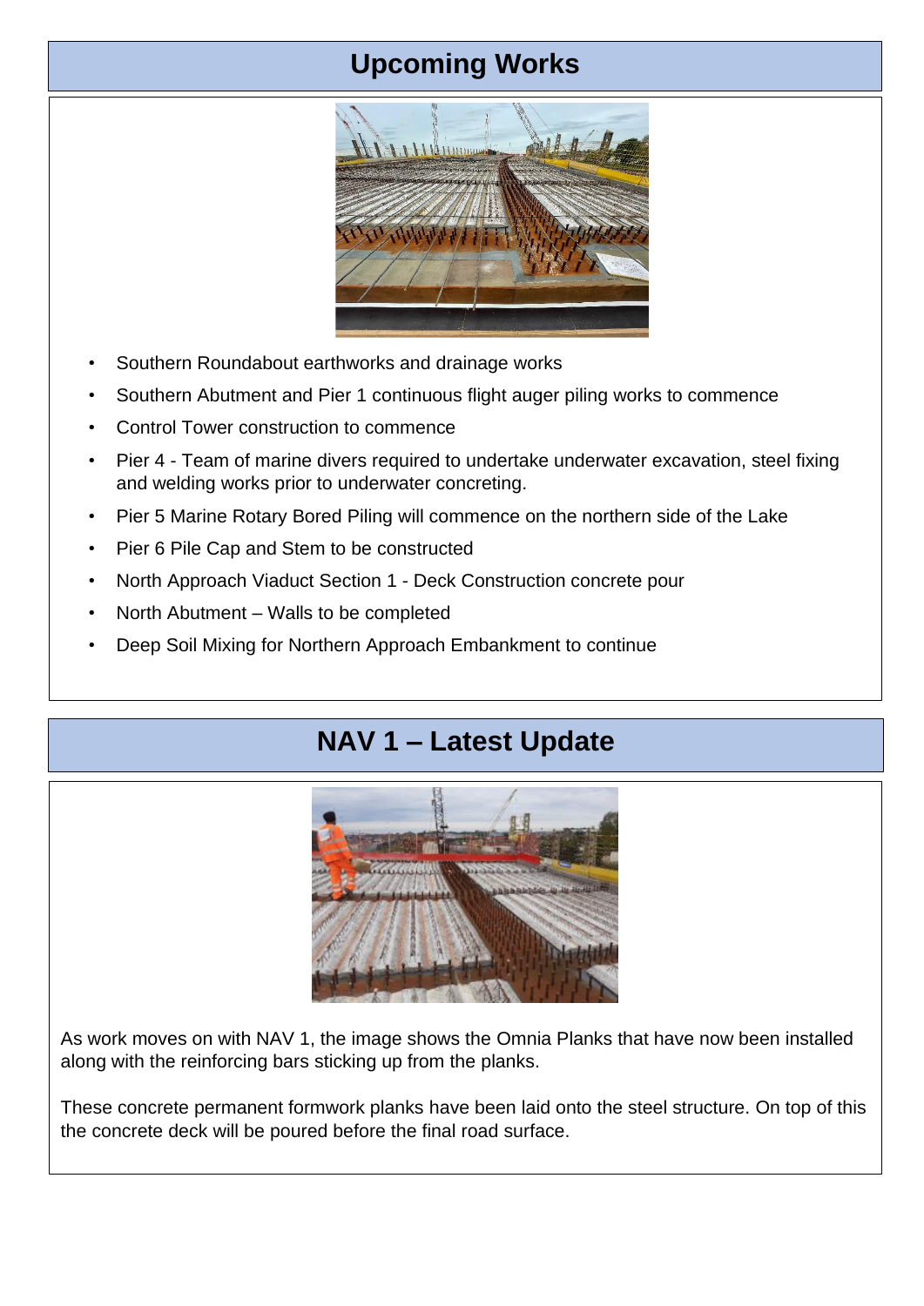## Upcoming Works

- Southern Roundabout earthworks and drainage works
- Southern Abutment and Pier 1 continuous flight auger piling works to commence
- Control Tower construction to commence
- Pier 4 - Team of marine divers required to undertake underwater excavation, steel fixing and welding works prior to underwater concreting.
- Pier 5 Marine Rotary Bored Piling will commence on the northern side of the Lake
- Pier 6 Pile Cap and Stem to be constructed
- North Approach Viaduct Section 1 - Deck Construction concrete pour
- North Abutment – Walls to be completed
- Deep Soil Mixing for Northern Approach Embankment to continue

## NAV 1 – Latest Update

As work moves on with NAV 1, the image shows the Omnia Planks that have now been installed along with the reinforcing bars sticking up from the planks.

These concrete permanent formwork planks have been laid onto the steel structure. On top of this the concrete deck will be poured before the final road surface.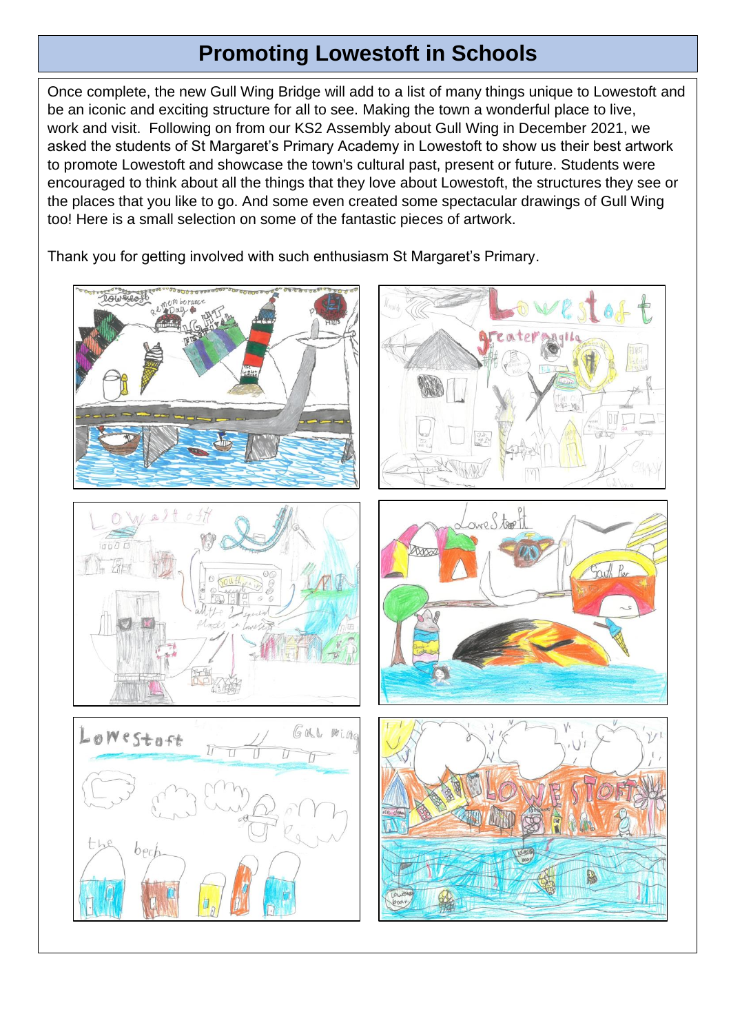# Promoting Lowestoft in Schools

Once complete, the new Gull Wing Bridge will add to a list of many things unique to Lowestoft and be an iconic and exciting structure for all to see. Making the town a wonderful place to live, work and visit. Following on from our KS2 Assembly about Gull Wing in December 2021, we asked the students of St Margaret's Primary Academy in Lowestoft to show us their best artwork to promote Lowestoft and showcase the town's cultural past, present or future. Students were encouraged to think about all the things that they love about Lowestoft, the structures they see or the places that you like to go. And some even created some spectacular drawings of Gull Wing too! Here is a small selection on some of the fantastic pieces of artwork.

Thank you for getting involved with such enthusiasm St Margaret's Primary.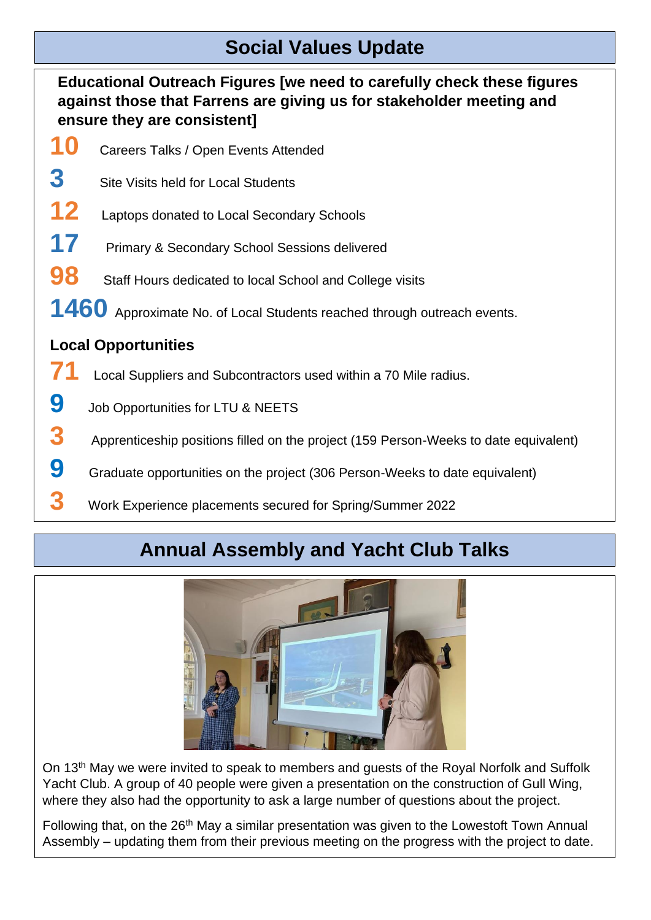## Social Values Update

**Educational Outreach Figures [we need to carefully check these figures against those that Farrens are giving us for stakeholder meeting and ensure they are consistent]**

**10** Careers Talks / Open Events Attended

**3** Site Visits held for Local Students

**12** Laptops donated to Local Secondary Schools

**17** Primary & Secondary School Sessions delivered

**98** Staff Hours dedicated to local School and College visits

**1460** Approximate No. of Local Students reached through outreach events.

### Local Opportunities

**71** Local Suppliers and Subcontractors used within a 70 Mile radius.

**9** Job Opportunities for LTU & NEETS

**3** Apprenticeship positions filled on the project (159 Person-Weeks to date equivalent)

**9** Graduate opportunities on the project (306 Person-Weeks to date equivalent)

**3** Work Experience placements secured for Spring/Summer 2022

## Annual Assembly and Yacht Club Talks

On 13th May we were invited to speak to members and guests of the Royal Norfolk and Suffolk Yacht Club. A group of 40 people were given a presentation on the construction of Gull Wing, where they also had the opportunity to ask a large number of questions about the project.

Following that, on the 26th May a similar presentation was given to the Lowestoft Town Annual Assembly – updating them from their previous meeting on the progress with the project to date.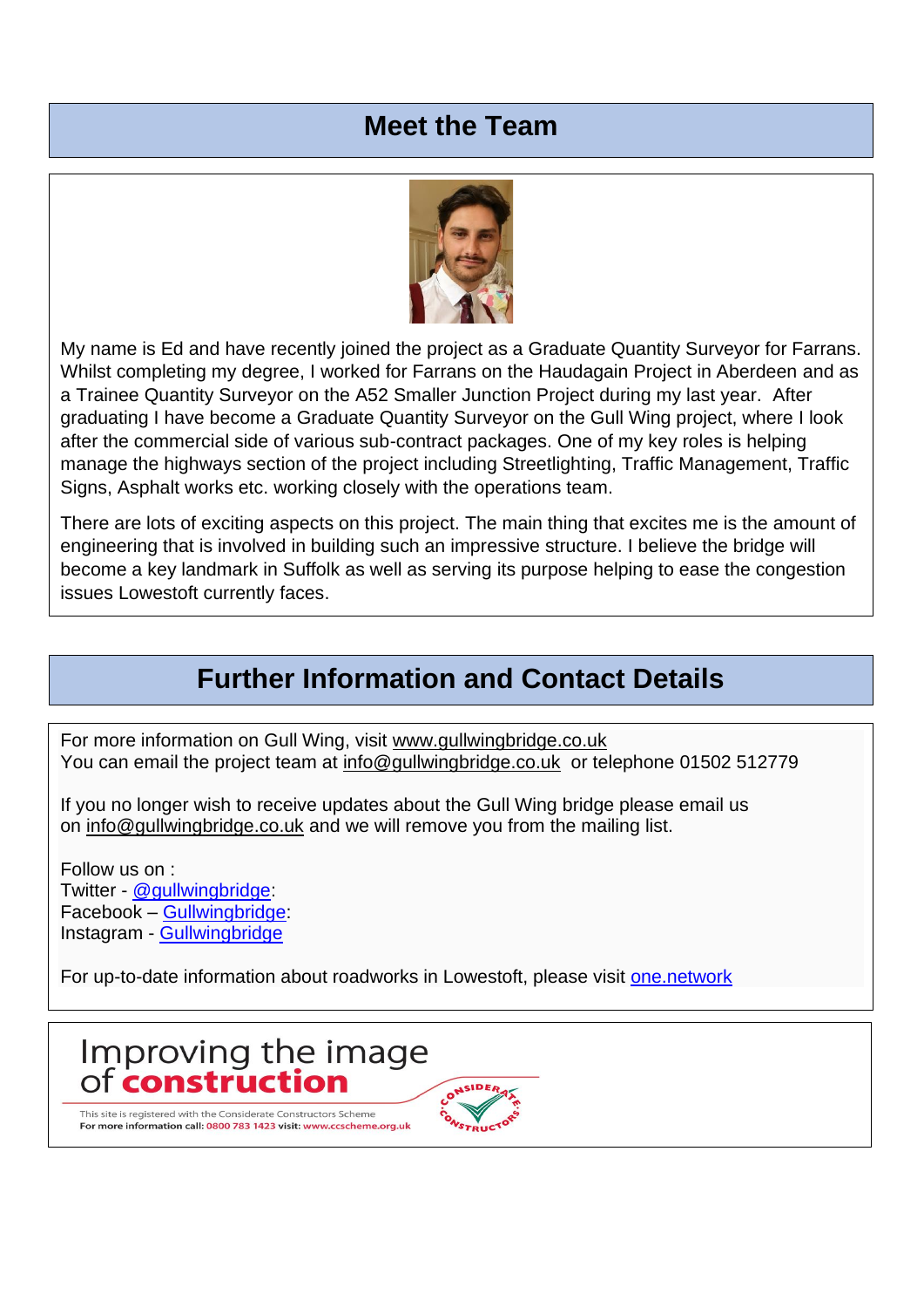## Meet the Team

My name is Ed and have recently joined the project as a Graduate Quantity Surveyor for Farrans. Whilst completing my degree, I worked for Farrans on the Haudagain Project in Aberdeen and as a Trainee Quantity Surveyor on the A52 Smaller Junction Project during my last year. After graduating I have become a Graduate Quantity Surveyor on the Gull Wing project, where I look after the commercial side of various sub-contract packages. One of my key roles is helping manage the highways section of the project including Streetlighting, Traffic Management, Traffic Signs, Asphalt works etc. working closely with the operations team.

There are lots of exciting aspects on this project. The main thing that excites me is the amount of engineering that is involved in building such an impressive structure. I believe the bridge will become a key landmark in Suffolk as well as serving its purpose helping to ease the congestion issues Lowestoft currently faces.

## Further Information and Contact Details

For more information on Gull Wing, visit www.gullwingbridge.co.uk
You can email the project team at info@gullwingbridge.co.uk or telephone 01502 512779

If you no longer wish to receive updates about the Gull Wing bridge please email us on info@gullwingbridge.co.uk and we will remove you from the mailing list.

Follow us on :
Twitter - @gullwingbridge:
Facebook – Gullwingbridge:
Instagram - Gullwingbridge

For up-to-date information about roadworks in Lowestoft, please visit one.network

Improving the image of **construction**

This site is registered with the Considerate Constructors Scheme
**For more information call: 0800 783 1423 visit: www.ccscheme.org.uk**

CONSIDERATE CONSTRUCTORS